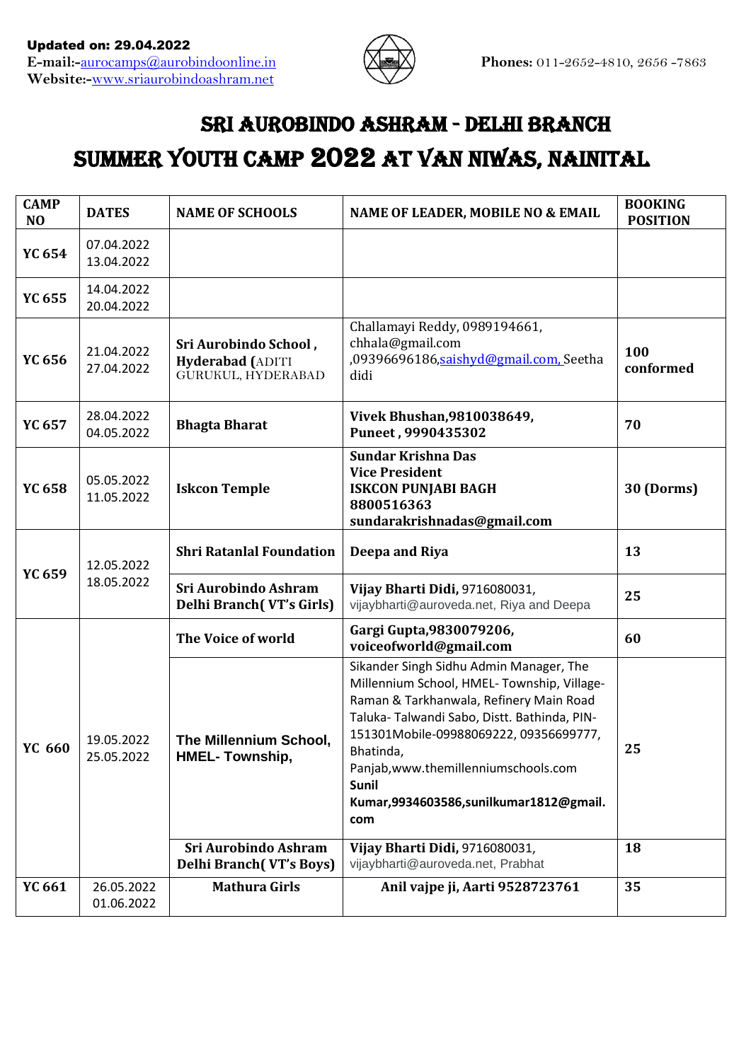**Updated on: 29.04.2022**
**E-mail:-**aurocamps@aurobindoonline.in
**Website:-**www.sriaurobindoashram.net

**Phones:** 011-2652-4810, 2656 -7863

# SRI AUROBINDO ASHRAM - DELHI BRANCH

# SUMMER YOUTH CAMP 2022 AT VAN NIWAS, NAINITAL

| CAMP NO | DATES | NAME OF SCHOOLS | NAME OF LEADER, MOBILE NO & EMAIL | BOOKING POSITION |
|---|---|---|---|---|
| **YC 654** | 07.04.2022 13.04.2022 | | | |
| **YC 655** | 14.04.2022 20.04.2022 | | | |
| **YC 656** | 21.04.2022 27.04.2022 | **Sri Aurobindo School , Hyderabad (**ADITI GURUKUL, HYDERABAD | Challamayi Reddy, 0989194661, chhala@gmail.com ,09396696186,saishyd@gmail.com, Seetha didi | **100 conformed** |
| **YC 657** | 28.04.2022 04.05.2022 | **Bhagta Bharat** | **Vivek Bhushan,9810038649, Puneet , 9990435302** | **70** |
| **YC 658** | 05.05.2022 11.05.2022 | **Iskcon Temple** | **Sundar Krishna Das Vice President ISKCON PUNJABI BAGH 8800516363 sundarakrishnadas@gmail.com** | **30 (Dorms)** |
| **YC 659** | 12.05.2022 18.05.2022 | **Shri Ratanlal Foundation** | **Deepa and Riya** | **13** |
| | | **Sri Aurobindo Ashram Delhi Branch( VT's Girls)** | **Vijay Bharti Didi,** 9716080031, vijaybharti@auroveda.net, Riya and Deepa | **25** |
| **YC 660** | 19.05.2022 25.05.2022 | **The Voice of world** | **Gargi Gupta,9830079206, voiceofworld@gmail.com** | **60** |
| | | **The Millennium School, HMEL- Township,** | Sikander Singh Sidhu Admin Manager, The Millennium School, HMEL- Township, Village- Raman & Tarkhanwala, Refinery Main Road Taluka- Talwandi Sabo, Distt. Bathinda, PIN- 151301Mobile-09988069222, 09356699777, Bhatinda, Panjab,www.themilleniumschools.com **Sunil Kumar,9934603586,sunilkumar1812@gmail.com** | **25** |
| | | **Sri Aurobindo Ashram Delhi Branch( VT's Boys)** | **Vijay Bharti Didi,** 9716080031, vijaybharti@auroveda.net, Prabhat | **18** |
| **YC 661** | 26.05.2022 01.06.2022 | **Mathura Girls** | **Anil vajpe ji, Aarti 9528723761** | **35** |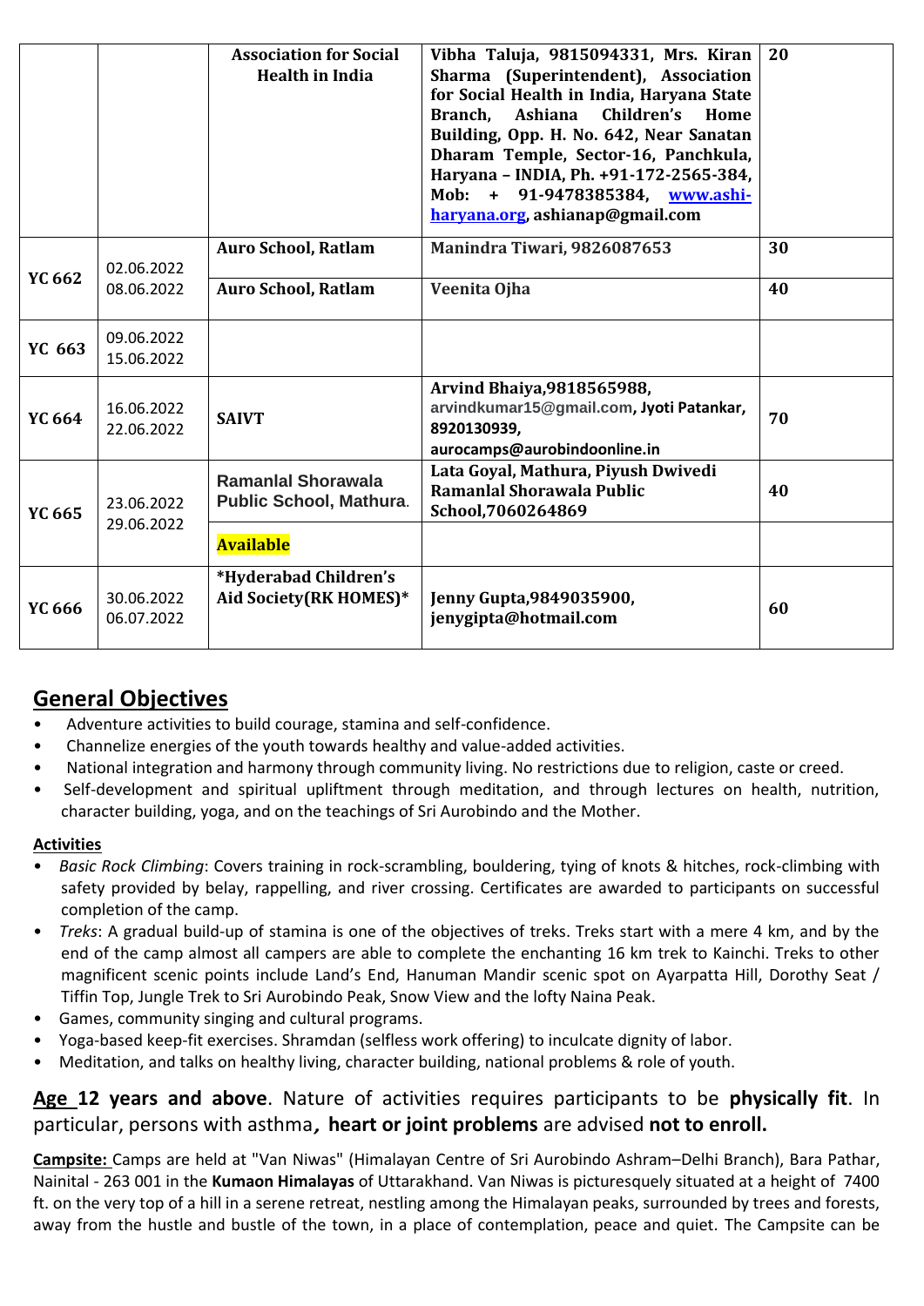| | | | | |
|---|---|---|---|---|
| | | **Association for Social Health in India** | **Vibha Taluja, 9815094331, Mrs. Kiran Sharma (Superintendent), Association for Social Health in India, Haryana State Branch, Ashiana Children's Home Building, Opp. H. No. 642, Near Sanatan Dharam Temple, Sector-16, Panchkula, Haryana – INDIA, Ph. +91-172-2565-384, Mob: + 91-9478385384, www.ashi-haryana.org, ashianap@gmail.com** | **20** |
| **YC 662** | 02.06.2022 08.06.2022 | **Auro School, Ratlam** | **Manindra Tiwari, 9826087653** | **30** |
| | | **Auro School, Ratlam** | **Veenita Ojha** | **40** |
| **YC 663** | 09.06.2022 15.06.2022 | | | |
| **YC 664** | 16.06.2022 22.06.2022 | **SAIVT** | **Arvind Bhaiya,9818565988, arvindkumar15@gmail.com, Jyoti Patankar, 8920130939, aurocamps@aurobindoonline.in** | **70** |
| **YC 665** | 23.06.2022 29.06.2022 | **Ramanlal Shorawala Public School, Mathura.** | **Lata Goyal, Mathura, Piyush Dwivedi Ramanlal Shorawala Public School,7060264869** | **40** |
| | | **Available** | | |
| **YC 666** | 30.06.2022 06.07.2022 | ***Hyderabad Children's Aid Society(RK HOMES)*** | **Jenny Gupta,9849035900, jenygipta@hotmail.com** | **60** |

## General Objectives

- Adventure activities to build courage, stamina and self-confidence.
- Channelize energies of the youth towards healthy and value-added activities.
- National integration and harmony through community living. No restrictions due to religion, caste or creed.
- Self-development and spiritual upliftment through meditation, and through lectures on health, nutrition, character building, yoga, and on the teachings of Sri Aurobindo and the Mother.

### Activities

- *Basic Rock Climbing*: Covers training in rock-scrambling, bouldering, tying of knots & hitches, rock-climbing with safety provided by belay, rappelling, and river crossing. Certificates are awarded to participants on successful completion of the camp.
- *Treks*: A gradual build-up of stamina is one of the objectives of treks. Treks start with a mere 4 km, and by the end of the camp almost all campers are able to complete the enchanting 16 km trek to Kainchi. Treks to other magnificent scenic points include Land's End, Hanuman Mandir scenic spot on Ayarpatta Hill, Dorothy Seat / Tiffin Top, Jungle Trek to Sri Aurobindo Peak, Snow View and the lofty Naina Peak.
- Games, community singing and cultural programs.
- Yoga-based keep-fit exercises. Shramdan (selfless work offering) to inculcate dignity of labor.
- Meditation, and talks on healthy living, character building, national problems & role of youth.

**Age 12 years and above**. Nature of activities requires participants to be **physically fit**. In particular, persons with asthma**, heart or joint problems** are advised **not to enroll.**

**Campsite:** Camps are held at "Van Niwas" (Himalayan Centre of Sri Aurobindo Ashram–Delhi Branch), Bara Pathar, Nainital - 263 001 in the **Kumaon Himalayas** of Uttarakhand. Van Niwas is picturesquely situated at a height of 7400 ft. on the very top of a hill in a serene retreat, nestling among the Himalayan peaks, surrounded by trees and forests, away from the hustle and bustle of the town, in a place of contemplation, peace and quiet. The Campsite can be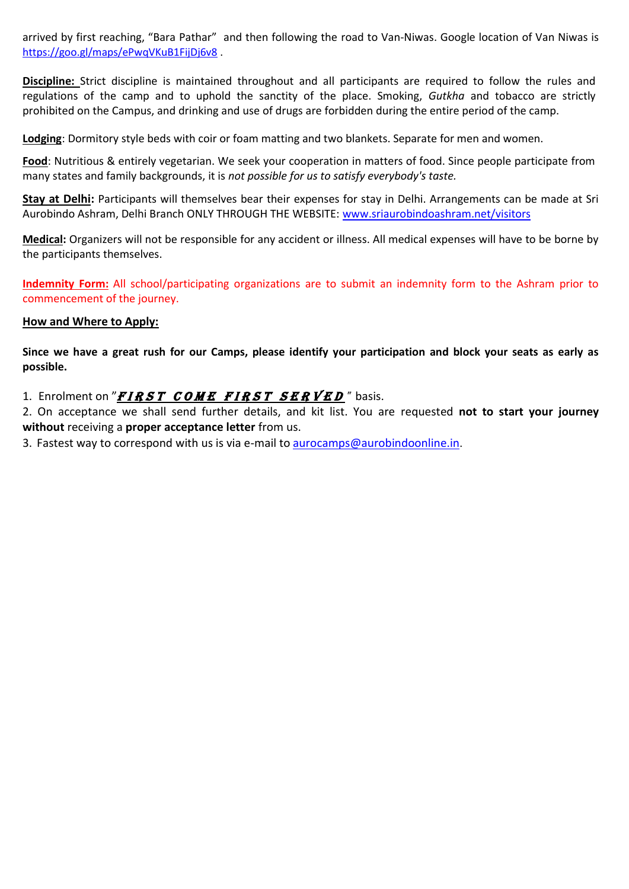arrived by first reaching, "Bara Pathar" and then following the road to Van-Niwas. Google location of Van Niwas is https://goo.gl/maps/ePwqVKuB1FijDj6v8 .

**Discipline:** Strict discipline is maintained throughout and all participants are required to follow the rules and regulations of the camp and to uphold the sanctity of the place. Smoking, *Gutkha* and tobacco are strictly prohibited on the Campus, and drinking and use of drugs are forbidden during the entire period of the camp.

**Lodging**: Dormitory style beds with coir or foam matting and two blankets. Separate for men and women.

**Food**: Nutritious & entirely vegetarian. We seek your cooperation in matters of food. Since people participate from many states and family backgrounds, it is *not possible for us to satisfy everybody's taste.*

**Stay at Delhi:** Participants will themselves bear their expenses for stay in Delhi. Arrangements can be made at Sri Aurobindo Ashram, Delhi Branch ONLY THROUGH THE WEBSITE: www.sriaurobindoashram.net/visitors

**Medical:** Organizers will not be responsible for any accident or illness. All medical expenses will have to be borne by the participants themselves.

**Indemnity Form:** All school/participating organizations are to submit an indemnity form to the Ashram prior to commencement of the journey.

**How and Where to Apply:**

**Since we have a great rush for our Camps, please identify your participation and block your seats as early as possible.**

1. Enrolment on "***FIRST COME FIRST SERVED***" basis.
2. On acceptance we shall send further details, and kit list. You are requested **not to start your journey without** receiving a **proper acceptance letter** from us.
3. Fastest way to correspond with us is via e-mail to aurocamps@aurobindoonline.in.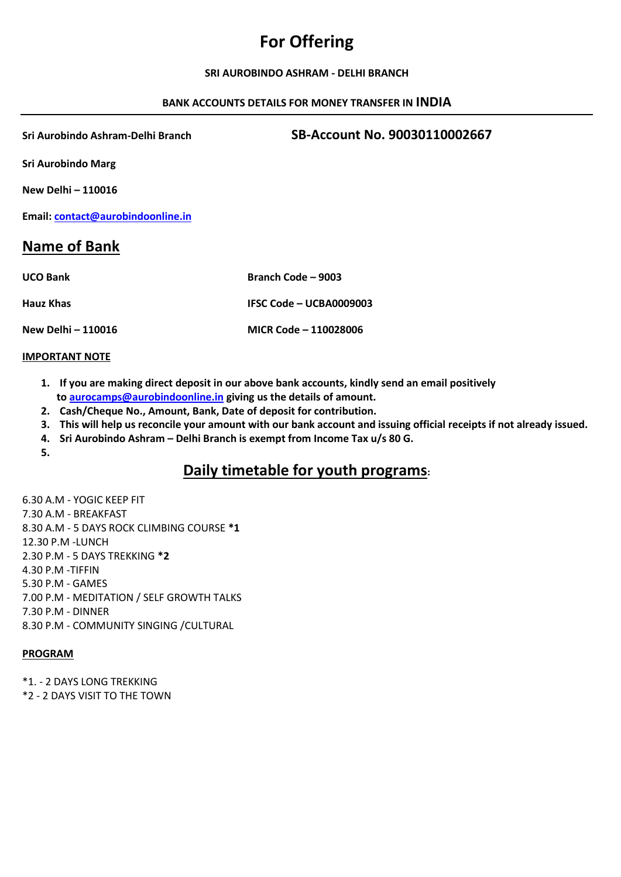# For Offering

**SRI AUROBINDO ASHRAM - DELHI BRANCH**

**BANK ACCOUNTS DETAILS FOR MONEY TRANSFER IN INDIA**

---

**Sri Aurobindo Ashram-Delhi Branch** **SB-Account No. 90030110002667**

**Sri Aurobindo Marg**

**New Delhi – 110016**

**Email: contact@aurobindoonline.in**

## Name of Bank

| | |
|---|---|
| **UCO Bank** | **Branch Code – 9003** |
| **Hauz Khas** | **IFSC Code – UCBA0009003** |
| **New Delhi – 110016** | **MICR Code – 110028006** |

**IMPORTANT NOTE**

1. **If you are making direct deposit in our above bank accounts, kindly send an email positively to aurocamps@aurobindoonline.in giving us the details of amount.**
2. **Cash/Cheque No., Amount, Bank, Date of deposit for contribution.**
3. **This will help us reconcile your amount with our bank account and issuing official receipts if not already issued.**
4. **Sri Aurobindo Ashram – Delhi Branch is exempt from Income Tax u/s 80 G.**
5.

## Daily timetable for youth programs:

6.30 A.M - YOGIC KEEP FIT
7.30 A.M - BREAKFAST
8.30 A.M - 5 DAYS ROCK CLIMBING COURSE **\*1**
12.30 P.M -LUNCH
2.30 P.M - 5 DAYS TREKKING **\*2**
4.30 P.M -TIFFIN
5.30 P.M - GAMES
7.00 P.M - MEDITATION / SELF GROWTH TALKS
7.30 P.M - DINNER
8.30 P.M - COMMUNITY SINGING /CULTURAL

**PROGRAM**

\*1. - 2 DAYS LONG TREKKING
\*2 - 2 DAYS VISIT TO THE TOWN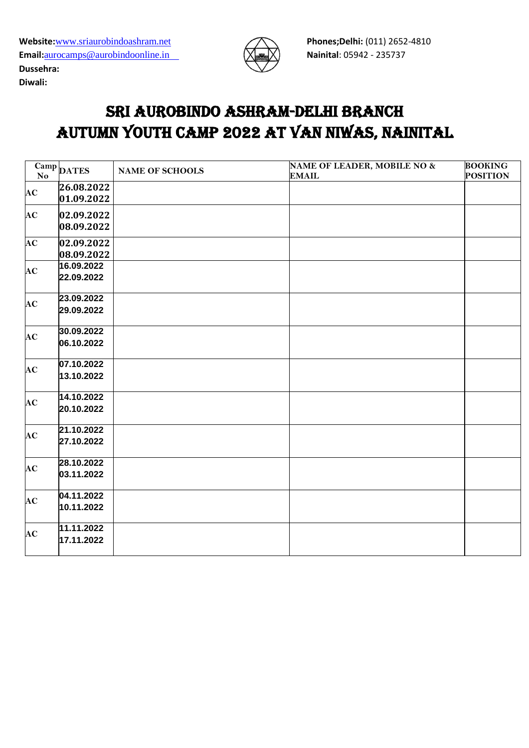**Website:**www.sriaurobindoashram.net
**Email:**aurocamps@aurobindoonline.in
**Dussehra:**
**Diwali:**

**Phones;Delhi:** (011) 2652-4810
**Nainital**: 05942 - 235737

# SRI AUROBINDO ASHRAM-DELHI BRANCH
# AUTUMN YOUTH CAMP 2022 AT VAN NIWAS, NAINITAL

| Camp No | DATES | NAME OF SCHOOLS | NAME OF LEADER, MOBILE NO & EMAIL | BOOKING POSITION |
|---|---|---|---|---|
| AC | 26.08.2022 01.09.2022 | | | |
| AC | 02.09.2022 08.09.2022 | | | |
| AC | 02.09.2022 08.09.2022 | | | |
| AC | 16.09.2022 22.09.2022 | | | |
| AC | 23.09.2022 29.09.2022 | | | |
| AC | 30.09.2022 06.10.2022 | | | |
| AC | 07.10.2022 13.10.2022 | | | |
| AC | 14.10.2022 20.10.2022 | | | |
| AC | 21.10.2022 27.10.2022 | | | |
| AC | 28.10.2022 03.11.2022 | | | |
| AC | 04.11.2022 10.11.2022 | | | |
| AC | 11.11.2022 17.11.2022 | | | |